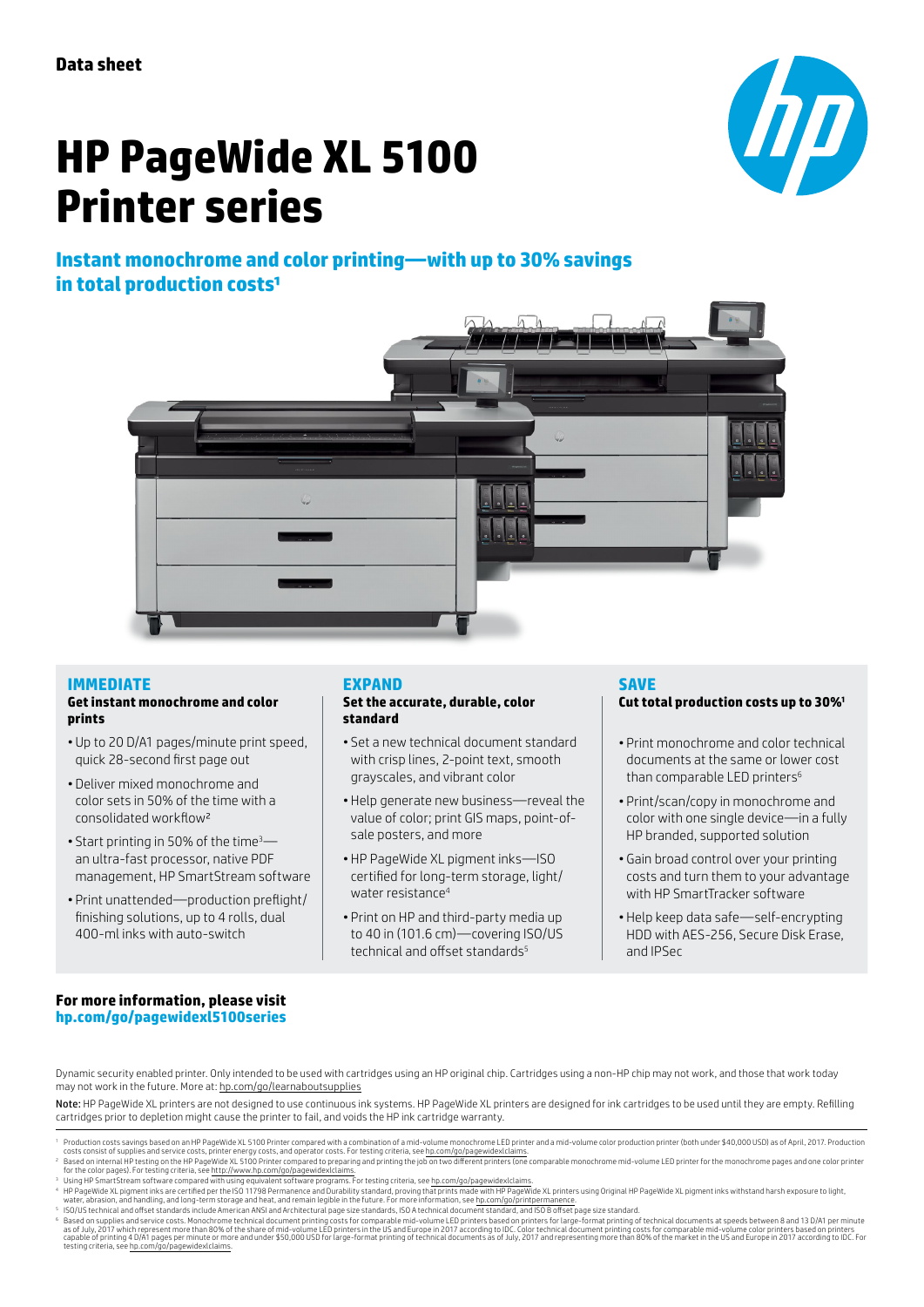Data sheet

# HP PageWide XL 5100 Printer series

## Instant monochrome and color printing—with up to 30% savings in total production costs[1]

### IMMEDIATE

**Get instant monochrome and color prints**

- Up to 20 D/A1 pages/minute print speed, quick 28-second first page out
- Deliver mixed monochrome and color sets in 50% of the time with a consolidated workflow[2]
- Start printing in 50% of the time[3]—an ultra-fast processor, native PDF management, HP SmartStream software
- Print unattended—production preflight/finishing solutions, up to 4 rolls, dual 400-ml inks with auto-switch

### EXPAND

**Set the accurate, durable, color standard**

- Set a new technical document standard with crisp lines, 2-point text, smooth grayscales, and vibrant color
- Help generate new business—reveal the value of color; print GIS maps, point-of-sale posters, and more
- HP PageWide XL pigment inks—ISO certified for long-term storage, light/water resistance[4]
- Print on HP and third-party media up to 40 in (101.6 cm)—covering ISO/US technical and offset standards[5]

### SAVE

**Cut total production costs up to 30%[1]**

- Print monochrome and color technical documents at the same or lower cost than comparable LED printers[6]
- Print/scan/copy in monochrome and color with one single device—in a fully HP branded, supported solution
- Gain broad control over your printing costs and turn them to your advantage with HP SmartTracker software
- Help keep data safe—self-encrypting HDD with AES-256, Secure Disk Erase, and IPSec

**For more information, please visit**
**hp.com/go/pagewidexl5100series**

Dynamic security enabled printer. Only intended to be used with cartridges using an HP original chip. Cartridges using a non-HP chip may not work, and those that work today may not work in the future. More at: hp.com/go/learnaboutsupplies

Note: HP PageWide XL printers are not designed to use continuous ink systems. HP PageWide XL printers are designed for ink cartridges to be used until they are empty. Refilling cartridges prior to depletion might cause the printer to fail, and voids the HP ink cartridge warranty.

[1] Production costs savings based on an HP PageWide XL 5100 Printer compared with a combination of a mid-volume monochrome LED printer and a mid-volume color production printer (both under $40,000 USD) as of April, 2017. Production costs consist of supplies and service costs, printer energy costs, and operator costs. For testing criteria, see hp.com/go/pagewidexlclaims.

[2] Based on internal HP testing on the HP PageWide XL 5100 Printer compared to preparing and printing the job on two different printers (one comparable monochrome mid-volume LED printer for the monochrome pages and one color printer for the color pages). For testing criteria, see http://www.hp.com/go/pagewidexlclaims.

[3] Using HP SmartStream software compared with using equivalent software programs. For testing criteria, see hp.com/go/pagewidexlclaims.

[4] HP PageWide XL pigment inks are certified per the ISO 11798 Permanence and Durability standard, proving that prints made with HP PageWide XL printers using Original HP PageWide XL pigment inks withstand harsh exposure to light, water, abrasion, and handling, and long-term storage and heat, and remain legible in the future. For more information, see hp.com/go/printpermanence.

[5] ISO/US technical and offset standards include American ANSI and Architectural page size standards, ISO A technical document standard, and ISO B offset page size standard.

[6] Based on supplies and service costs. Monochrome technical document printing costs for comparable mid-volume LED printers based on printers for large-format printing of technical documents at speeds between 8 and 13 D/A1 per minute as of July, 2017 which represent more than 80% of the share of mid-volume LED printers in the US and Europe in 2017 according to IDC. Color technical document printing costs for comparable mid-volume color printers based on printers capable of printing 4 D/A1 pages per minute or more and under $50,000 USD for large-format printing of technical documents as of July, 2017 and representing more than 80% of the market in the US and Europe in 2017 according to IDC. For testing criteria, see hp.com/go/pagewidexlclaims.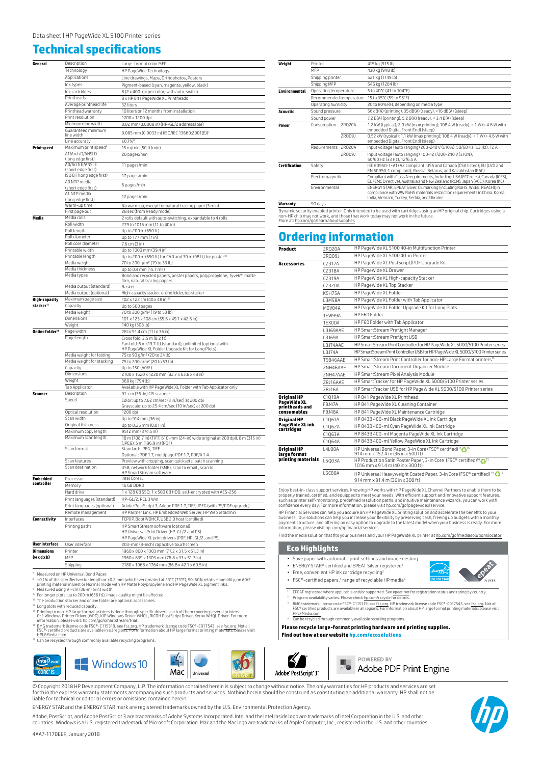# Technical specifications

| | | |
|---|---|---|
| **General** | Description | Large-format color MFP |
| | Technology | HP PageWide Technology |
| | Applications | Line drawings, Maps, Orthophotos, Posters |
| | Ink types | Pigment-based (cyan, magenta, yellow, black) |
| | Ink cartridges | 8 (2 x 400-ml per color) with auto-switch |
| | Printheads | 8 x HP 841 PageWide XL Printheads |
| | Average printhead life | 32 liters |
| | Printhead warranty | 10 liters or 12 months from installation |
| | Print resolution | 1200 x 1200 dpi |
| | Minimum line width | 0.02 mm (0.0008 in) (HP-GL/2 addressable) |
| | Guaranteed minimum line width | 0.085 mm (0.0033 in) (ISO/IEC 13660:2001(E))[7] |
| | Line accuracy | ±0.1%[8] |
| **Print speed** | Maximum print speed[9] | 15 m/min (50 ft/min) |
| | A1/Arch D/ANSI D (long edge first) | 20 pages/min |
| | A0/Arch E/ANSI E (short edge first) | 11 pages/min |
| | ISO B1 (long edge first) | 17 pages/min |
| | A0 NTP media (short edge first) | 6 pages/min |
| | A1 NTP media (long edge first) | 12 pages/min |
| | Warm-up time | No warm up, except for natural tracing paper (3 min) |
| | First page out | 28 sec (from Ready mode) |
| **Media** | Media rolls | 2 rolls default with auto-switching, expandable to 4 rolls |
| | Roll width | 279 to 1016 mm (11 to 40 in) |
| | Roll length | Up to 200 m (650 ft) |
| | Roll diameter | Up to 177 mm (7 in) |
| | Roll core diameter | 7.6 cm (3 in) |
| | Printable width | Up to 1000 mm (39.4 in) |
| | Printable length | Up to 200 m (650 ft) for CAD and 30 m (98 ft) for poster[10] |
| | Media weight | 70 to 200 g/m² (19 to 53 lb) |
| | Media thickness | Up to 0.4 mm (15.7 mil) |
| | Media types | Bond and recycled papers, poster papers, polypropylene, Tyvek®, matte film, natural tracing papers |
| | Media output (standard) | Basket |
| | Media output (optional) | High-capacity stacker, online folder, top stacker |
| **High-capacity stacker[11]** | Maximum page size | 102 x 122 cm (40 x 48 in)[12] |
| | Capacity | Up to 500 pages |
| | Media weight | 70 to 200 g/m² (19 to 53 lb) |
| | Dimensions | 101 x 125 x 108 cm (55.6 x 49.1 x 42.6 in) |
| | Weight | 140 kg (308 lb) |
| **Online folder[11]** | Page width | 28 to 91.4 cm (11 to 36 in) |
| | Page length | Cross fold: 2.5 m (8.2 ft)<br>Fan fold: 6 m (19.7 ft) (standard), unlimited (optional with HP PageWide XL Folder Upgrade Kit for Long Plots) |
| | Media weight for folding | 75 to 90 g/m² (20 to 24 lb) |
| | Media weight for stacking | 75 to 200 g/m² (20 to 53 lb) |
| | Capacity | Up to 150 (A0/E) |
| | Dimensions | 2100 x 1620 x 1220 mm (82.7 x 63.8 x 48 in) |
| | Weight | 360 kg (794 lb) |
| | Tab Applicator | Available with HP PageWide XL Folder with Tab Applicator only |
| **Scanner** | Description | 91-cm (36-in) CIS scanner |
| | Speed | Color: up to 7.62 cm/sec (3 in/sec) at 200 dpi<br>Grayscale: up to 25.4 cm/sec (10 in/sec) at 200 dpi |
| | Optical resolution | 1200 dpi |
| | Scan width | Up to 914 mm (36 in) |
| | Original thickness | Up to 0.26 mm (0.01 in) |
| | Maximum copy length | 9512 mm (374.5 in) |
| | Maximum scan length | 18 m (708.7 in) (TIFF, 610-mm (24-in) wide original at 200 dpi), 8 m (315 in) (JPEG), 5 m (196.9 in) (PDF) |
| | Scan format | Standard: JPEG, TIFF<br>Optional: PDF 1.7, multipage PDF 1.7, PDF/A 1.4 |
| | Scan features | Preview with cropping, scan quicksets, batch scanning |
| | Scan destination | USB, network folder (SMB), scan to email, scan to HP SmartStream software |
| **Embedded controller** | Processor | Intel Core i5 |
| | Memory | 16 GB DDR3 |
| | Hard drive | 1 x 128 GB SSD; 1 x 500 GB HDD, self-encrypted with AES-256 |
| | Print languages (standard) | HP-GL/2, PCL 3 Win |
| | Print languages (optional) | Adobe PostScript 3, Adobe PDF 1.7, TIFF, JPEG (with PS/PDF upgrade) |
| | Remote management | HP Partner Link, HP Embedded Web Server, HP Web Jetadmin |
| **Connectivity** | Interfaces | TCP/IP, BootP/DHCP, USB 2.0 host (certified) |
| | Printing paths | HP SmartStream software (optional)<br>HP Universal Print Driver (HP-GL/2 and PS)<br>HP PageWide XL print drivers (PDF, HP-GL/2, and PS) |
| **User interface** | User interface | 203-mm (8-inch) capacitive touchscreen |
| **Dimensions (w x d x h)** | Printer | 1960 x 800 x 1303 mm (77.2 x 31.5 x 51.3 in) |
| | MFP | 1960 x 839 x 1303 mm (76.8 x 33 x 51.3 in) |
| | Shipping | 2180 x 1068 x 1764 mm (86.8 x 42.1 x 69.5 in) |

[7] Measured on HP Universal Bond Paper.
[8] ±0.1% of the specified vector length or ±0.2 mm (whichever greater) at 23°C (73°F), 50-60% relative humidity, on A0/E printing material in Best or Normal mode with HP Matte Polypropylene and HP PageWide XL pigment inks.
[9] Measured using 91-cm (36-in) print width.
[10] For longer plots (up to 200 m (656 ft)), image quality might be affected.
[11] The production stacker and online folder are optional accessories.
[12] Long plots with reduced capacity.
[13] Printing to non-HP large format printers is done through specific drivers, each of them covering several printers: Océ Windows Printer Driver (WPD), KIP Windows Driver WHQL, RICOH PostScript Driver, Xerox WHQL Driver. For more information, please visit: hp.com/go/smartstream/trial.
[14] BMG trademark license code FSC®-C115319, see fsc.org. HP trademark license code FSC®-C017543, see fsc.org. Not all FSC®-certified products are available in all regions. For information about HP large format printing materials, please visit HPLFMedia.com.
[15] Can be recycled through commonly available recycling programs.

| | | | |
|---|---|---|---|
| **Weight** | Printer | | 415 kg (915 lb) |
| | MFP | | 430 kg (948 lb) |
| | Shipping printer | | 521 kg (1149 lb) |
| | Shipping MFP | | 546 kg (1204 lb) |
| **Environmental** | Operating temperature | | 5 to 40°C (41 to 104°F) |
| | Recommended temperature | | 15 to 35°C (59 to 95°F) |
| | Operating humidity | | 20 to 80% RH, depending on media type |
| **Acoustic** | Sound pressure | | 56 dB(A) (printing), 35 dB(A) (ready), <16 dB(A) (sleep) |
| | Sound power | | 7.2 B(A) (printing), 5.2 B(A) (ready), < 3.4 B(A) (sleep) |
| **Power** | Consumption | 2RQ20A | 1.2 kW (typical); 2.0 kW (max printing); 108.4 W (ready); < 1 W (< 4.6 W with embedded Digital Front End) (sleep) |
| | | 2RQ09J | 0.52 kW (typical); 1.1 kW (max printing); 108.4 W (ready); < 1 W (< 4.6 W with embedded Digital Front End) (sleep) |
| | Requirements | 2RQ20A | Input voltage (auto ranging) 200-240 V (±10%), 50/60 Hz (±3 Hz), 12 A |
| | | 2RQ09J | Input voltage (auto ranging) 100-127/200-240 V (±10%), 50/60 Hz (±3 Hz), 12/6.5 A |
| **Certification** | Safety | | IEC 60950-1+A1+A2 compliant; USA and Canada (CSA listed); EU (LVD and EN 60950-1 compliant); Russia, Belarus, and Kazakhstan (EAC) |
| | Electromagnetic | | Compliant with Class A requirements, including: USA (FCC rules), Canada (ICES), EU (EMC Directive), Australia and New Zealand (RCM), Japan (VCCI), Korea (KC) |
| | Environmental | | ENERGY STAR, EPEAT Silver, CE marking (including RoHS, WEEE, REACH); in compliance with WW RoHS materials restriction requirements in China, Korea, India, Vietnam, Turkey, Serbia, and Ukraine |
| **Warranty** | 90 days | | |

Dynamic security enabled printer. Only intended to be used with cartridges using an HP original chip. Cartridges using a non-HP chip may not work, and those that work today may not work in the future.
More at: hp.com/go/learnaboutsupplies

# Ordering information

| | | |
|---|---|---|
| **Product** | 2RQ20A | HP PageWide XL 5100 40-in Multifunction Printer |
| | 2RQ09J | HP PageWide XL 5100 40-in Printer |
| **Accessories** | CZ317A | HP PageWide XL PostScript/PDF Upgrade Kit |
| | CZ318A | HP PageWide XL Drawer |
| | CZ319A | HP PageWide XL High-capacity Stacker |
| | CZ320A | HP PageWide XL Top Stacker |
| | K5H75A | HP PageWide XL Folder |
| | L3M58A | HP PageWide XL Folder with Tab Applicator |
| | M0V04A | HP PageWide XL Folder Upgrade Kit for Long Plots |
| | 1EW99A | HP F60 Folder |
| | 1EX00A | HP F60 Folder with Tab Applicator |
| | L3J69AAE | HP SmartStream Preflight Manager |
| | L3J69A | HP SmartStream Preflight USB |
| | L3J74AAE | HP SmartStream Print Controller for HP PageWide XL 5000/5100 Printer series |
| | L3J74A | HP SmartStream Print Controller USB for HP PageWide XL 5000/5100 Printer series |
| | T9B46AAE | HP SmartStream Print Controller for non-HP Large Format printers[13] |
| | 2NH46AAE | HP SmartStream Document Organizer Module |
| | 2NH47AAE | HP SmartStream Pixel Analysis Module |
| | Z8J16AAE | HP SmartTracker for HP PageWide XL 5000/5100 Printer series |
| | Z8J16A | HP SmartTracker USB for HP PageWide XL 5000/5100 Printer series |
| **Original HP PageWide XL printheads and consumables** | C1Q19A | HP 841 PageWide XL Printhead |
| | F9J47A | HP 841 PageWide XL Cleaning Container |
| | F9J48A | HP 841 PageWide XL Maintenance Cartridge |
| **Original HP PageWide XL ink cartridges** | C1Q61A | HP 843B 400-ml Black PageWide XL Ink Cartridge |
| | C1Q62A | HP 843B 400-ml Cyan PageWide XL Ink Cartridge |
| | C1Q63A | HP 843B 400-ml Magenta PageWide XL Ink Cartridge |
| | C1Q64A | HP 843B 400-ml Yellow PageWide XL Ink Cartridge |
| **Original HP large format printing materials** | L4L08A | HP Universal Bond Paper, 3-in Core (FSC® certified)[14][15] 914 mm x 152.4 m (36 in x 500 ft) |
| | L5Q03A | HP Production Satin Poster Paper, 3-in Core (FSC® certified)[14][15] 1016 mm x 91.4 m (40 in x 300 ft) |
| | L5C80A | HP Universal Heavyweight Coated Paper, 3-in Core (FSC® certified)[14][15] 914 mm x 91.4 m (36 in x 300 ft) |

Enjoy best-in-class support services, knowing HP works with HP PageWide XL Channel Partners to enable them to be properly trained, certified, and equipped to meet your needs. With efficient support and innovative support features, such as printer self-monitoring, predefined resolution paths, and intuitive maintenance wizards, you can work with confidence every day. For more information, please visit hp.com/go/pagewidexlservice.

HP Financial Services can help you acquire an HP PageWide XL printing solution and accelerate the benefits to your business. Our solutions can help you increase your flexibility by preserving cash, freeing up budgets with a monthly payment structure, and offering an easy option to upgrade to the latest model when your business is ready. For more information, please visit hp.com/hpfinancialservices.

Find the media solution that fits your business and your HP PageWide XL printer at hp.com/go/mediasolutionslocator.

## Eco Highlights

- Save paper with automatic print settings and image nesting
- ENERGY STAR® certified and EPEAT Silver registered[1]
- Free, convenient HP ink cartridge recycling[2]
- FSC®-certified papers,[3] range of recyclable HP media[4]

[1] EPEAT registered where applicable and/or supported. See epeat.net for registration status and rating by country.
[2] Program availability varies. Please check hp.com/recycle for details.
[3] BMG trademark license code FSC®-C115319, see fsc.org. HP trademark license code FSC®-C017543, see fsc.org. Not all FSC® certified products are available in all regions. For information about HP large format printing materials, please visit HPLFMedia.com.
[4] Can be recycled through commonly available recycling programs.

**Please recycle large-format printing hardware and printing supplies.**
**Find out how at our website hp.com/ecosolutions**

POWERED BY Adobe PDF Print Engine

© Copyright 2018 HP Development Company, L.P. The information contained herein is subject to change without notice. The only warranties for HP products and services are set forth in the express warranty statements accompanying such products and services. Nothing herein should be construed as constituting an additional warranty. HP shall not be liable for technical or editorial errors or omissions contained herein.

ENERGY STAR and the ENERGY STAR mark are registered trademarks owned by the U.S. Environmental Protection Agency.

Adobe, PostScript, and Adobe PostScript 3 are trademarks of Adobe Systems Incorporated. Intel and the Intel Inside logo are trademarks of Intel Corporation in the U.S. and other countries. Windows is a U.S. registered trademark of Microsoft Corporation. Mac and the Mac logo are trademarks of Apple Computer, Inc., registered in the U.S. and other countries.

4AA7-1170EEP, January 2018